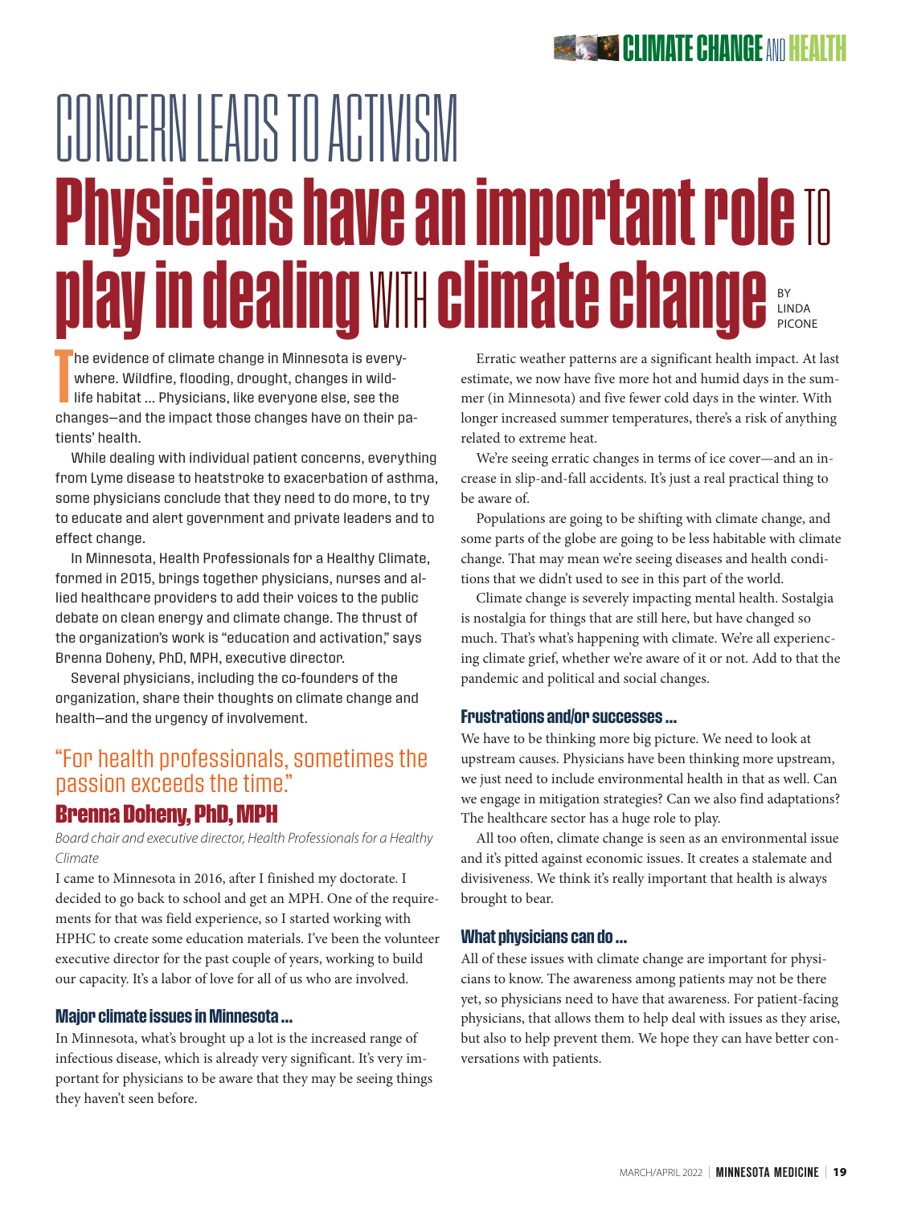CLIMATE CHANGE AND HEALTH

# CONCERN LEADS TO ACTIVISM

# Physicians have an important role to play in dealing with climate change

BY LINDA PICONE

The evidence of climate change in Minnesota is everywhere. Wildfire, flooding, drought, changes in wildlife habitat ... Physicians, like everyone else, see the changes—and the impact those changes have on their patients' health.

While dealing with individual patient concerns, everything from Lyme disease to heatstroke to exacerbation of asthma, some physicians conclude that they need to do more, to try to educate and alert government and private leaders and to effect change.

In Minnesota, Health Professionals for a Healthy Climate, formed in 2015, brings together physicians, nurses and allied healthcare providers to add their voices to the public debate on clean energy and climate change. The thrust of the organization's work is "education and activation," says Brenna Doheny, PhD, MPH, executive director.

Several physicians, including the co-founders of the organization, share their thoughts on climate change and health—and the urgency of involvement.

## "For health professionals, sometimes the passion exceeds the time."

## Brenna Doheny, PhD, MPH

*Board chair and executive director, Health Professionals for a Healthy Climate*

I came to Minnesota in 2016, after I finished my doctorate. I decided to go back to school and get an MPH. One of the requirements for that was field experience, so I started working with HPHC to create some education materials. I've been the volunteer executive director for the past couple of years, working to build our capacity. It's a labor of love for all of us who are involved.

### Major climate issues in Minnesota ...

In Minnesota, what's brought up a lot is the increased range of infectious disease, which is already very significant. It's very important for physicians to be aware that they may be seeing things they haven't seen before.

Erratic weather patterns are a significant health impact. At last estimate, we now have five more hot and humid days in the summer (in Minnesota) and five fewer cold days in the winter. With longer increased summer temperatures, there's a risk of anything related to extreme heat.

We're seeing erratic changes in terms of ice cover—and an increase in slip-and-fall accidents. It's just a real practical thing to be aware of.

Populations are going to be shifting with climate change, and some parts of the globe are going to be less habitable with climate change. That may mean we're seeing diseases and health conditions that we didn't used to see in this part of the world.

Climate change is severely impacting mental health. Sostalgia is nostalgia for things that are still here, but have changed so much. That's what's happening with climate. We're all experiencing climate grief, whether we're aware of it or not. Add to that the pandemic and political and social changes.

### Frustrations and/or successes ...

We have to be thinking more big picture. We need to look at upstream causes. Physicians have been thinking more upstream, we just need to include environmental health in that as well. Can we engage in mitigation strategies? Can we also find adaptations? The healthcare sector has a huge role to play.

All too often, climate change is seen as an environmental issue and it's pitted against economic issues. It creates a stalemate and divisiveness. We think it's really important that health is always brought to bear.

### What physicians can do ...

All of these issues with climate change are important for physicians to know. The awareness among patients may not be there yet, so physicians need to have that awareness. For patient-facing physicians, that allows them to help deal with issues as they arise, but also to help prevent them. We hope they can have better conversations with patients.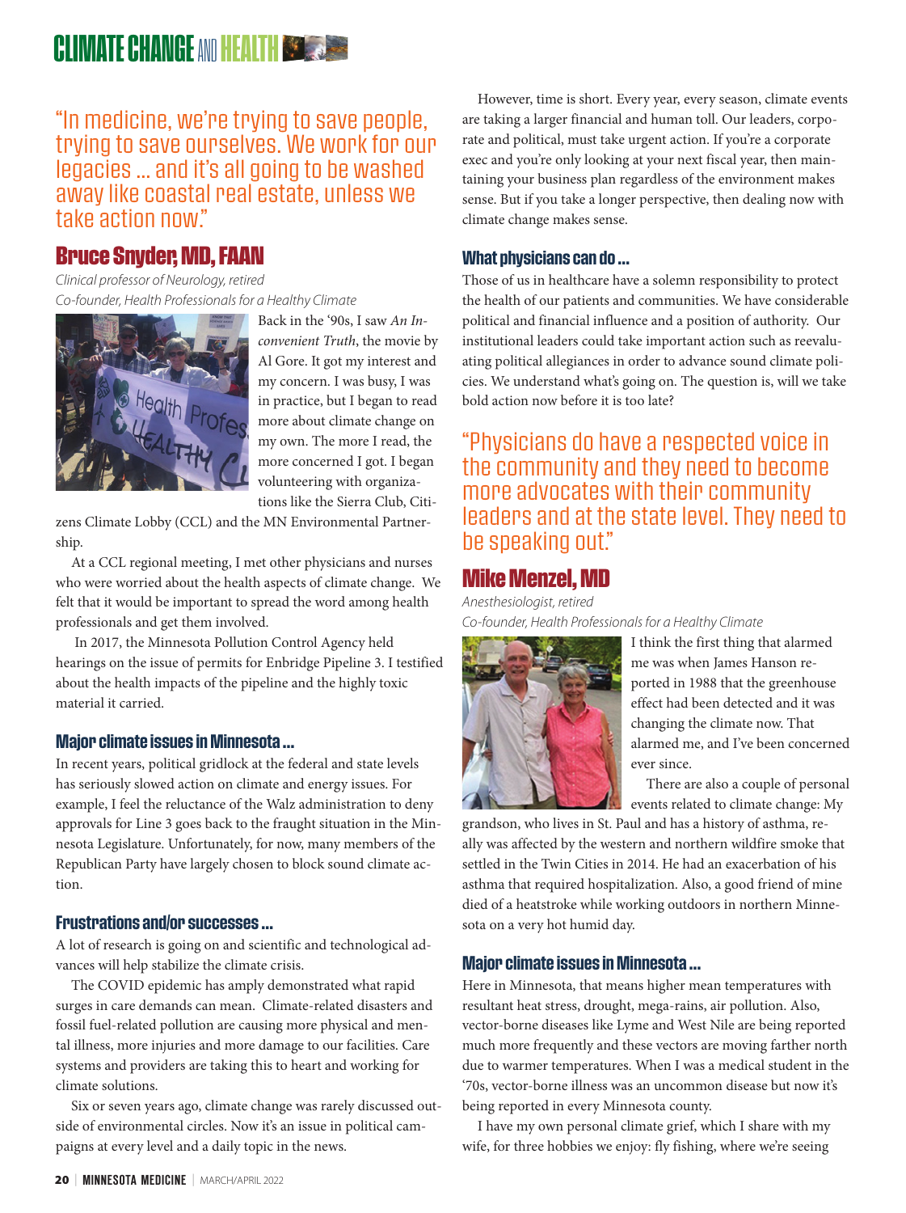"In medicine, we're trying to save people, trying to save ourselves. We work for our legacies ... and it's all going to be washed away like coastal real estate, unless we take action now."

## Bruce Snyder, MD, FAAN

*Clinical professor of Neurology, retired*
*Co-founder, Health Professionals for a Healthy Climate*

Back in the '90s, I saw *An Inconvenient Truth*, the movie by Al Gore. It got my interest and my concern. I was busy, I was in practice, but I began to read more about climate change on my own. The more I read, the more concerned I got. I began volunteering with organizations like the Sierra Club, Citizens Climate Lobby (CCL) and the MN Environmental Partnership.

At a CCL regional meeting, I met other physicians and nurses who were worried about the health aspects of climate change. We felt that it would be important to spread the word among health professionals and get them involved.

In 2017, the Minnesota Pollution Control Agency held hearings on the issue of permits for Enbridge Pipeline 3. I testified about the health impacts of the pipeline and the highly toxic material it carried.

### Major climate issues in Minnesota ...

In recent years, political gridlock at the federal and state levels has seriously slowed action on climate and energy issues. For example, I feel the reluctance of the Walz administration to deny approvals for Line 3 goes back to the fraught situation in the Minnesota Legislature. Unfortunately, for now, many members of the Republican Party have largely chosen to block sound climate action.

### Frustrations and/or successes ...

A lot of research is going on and scientific and technological advances will help stabilize the climate crisis.

The COVID epidemic has amply demonstrated what rapid surges in care demands can mean. Climate-related disasters and fossil fuel-related pollution are causing more physical and mental illness, more injuries and more damage to our facilities. Care systems and providers are taking this to heart and working for climate solutions.

Six or seven years ago, climate change was rarely discussed outside of environmental circles. Now it's an issue in political campaigns at every level and a daily topic in the news.

However, time is short. Every year, every season, climate events are taking a larger financial and human toll. Our leaders, corporate and political, must take urgent action. If you're a corporate exec and you're only looking at your next fiscal year, then maintaining your business plan regardless of the environment makes sense. But if you take a longer perspective, then dealing now with climate change makes sense.

### What physicians can do ...

Those of us in healthcare have a solemn responsibility to protect the health of our patients and communities. We have considerable political and financial influence and a position of authority. Our institutional leaders could take important action such as reevaluating political allegiances in order to advance sound climate policies. We understand what's going on. The question is, will we take bold action now before it is too late?

"Physicians do have a respected voice in the community and they need to become more advocates with their community leaders and at the state level. They need to be speaking out."

## Mike Menzel, MD

*Anesthesiologist, retired*
*Co-founder, Health Professionals for a Healthy Climate*

I think the first thing that alarmed me was when James Hanson reported in 1988 that the greenhouse effect had been detected and it was changing the climate now. That alarmed me, and I've been concerned ever since.

There are also a couple of personal events related to climate change: My grandson, who lives in St. Paul and has a history of asthma, really was affected by the western and northern wildfire smoke that settled in the Twin Cities in 2014. He had an exacerbation of his asthma that required hospitalization. Also, a good friend of mine died of a heatstroke while working outdoors in northern Minnesota on a very hot humid day.

### Major climate issues in Minnesota ...

Here in Minnesota, that means higher mean temperatures with resultant heat stress, drought, mega-rains, air pollution. Also, vector-borne diseases like Lyme and West Nile are being reported much more frequently and these vectors are moving farther north due to warmer temperatures. When I was a medical student in the '70s, vector-borne illness was an uncommon disease but now it's being reported in every Minnesota county.

I have my own personal climate grief, which I share with my wife, for three hobbies we enjoy: fly fishing, where we're seeing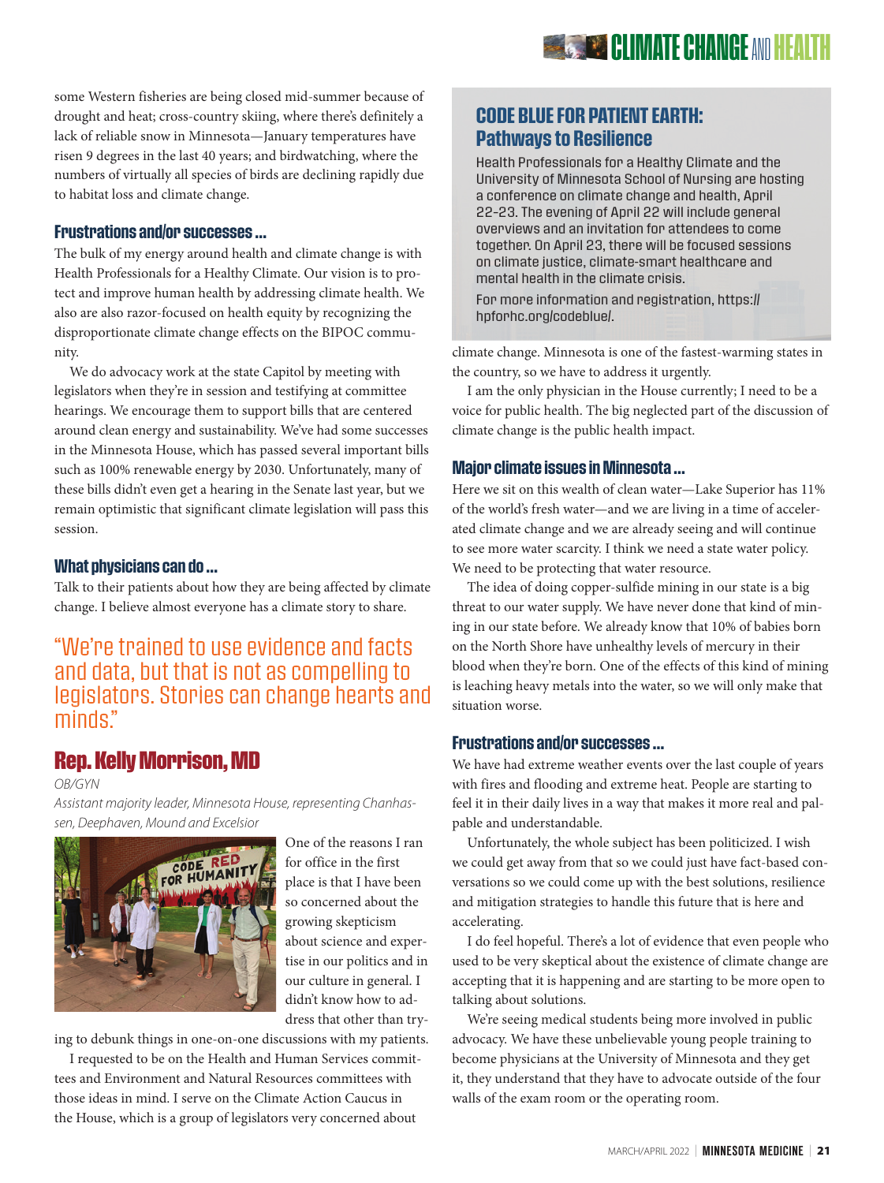some Western fisheries are being closed mid-summer because of drought and heat; cross-country skiing, where there's definitely a lack of reliable snow in Minnesota—January temperatures have risen 9 degrees in the last 40 years; and birdwatching, where the numbers of virtually all species of birds are declining rapidly due to habitat loss and climate change.

### Frustrations and/or successes ...

The bulk of my energy around health and climate change is with Health Professionals for a Healthy Climate. Our vision is to protect and improve human health by addressing climate health. We also are also razor-focused on health equity by recognizing the disproportionate climate change effects on the BIPOC community.

We do advocacy work at the state Capitol by meeting with legislators when they're in session and testifying at committee hearings. We encourage them to support bills that are centered around clean energy and sustainability. We've had some successes in the Minnesota House, which has passed several important bills such as 100% renewable energy by 2030. Unfortunately, many of these bills didn't even get a hearing in the Senate last year, but we remain optimistic that significant climate legislation will pass this session.

### What physicians can do ...

Talk to their patients about how they are being affected by climate change. I believe almost everyone has a climate story to share.

> "We're trained to use evidence and facts and data, but that is not as compelling to legislators. Stories can change hearts and minds."

## Rep. Kelly Morrison, MD

*OB/GYN*

*Assistant majority leader, Minnesota House, representing Chanhassen, Deephaven, Mound and Excelsior*

One of the reasons I ran for office in the first place is that I have been so concerned about the growing skepticism about science and expertise in our politics and in our culture in general. I didn't know how to address that other than trying to debunk things in one-on-one discussions with my patients.

I requested to be on the Health and Human Services committees and Environment and Natural Resources committees with those ideas in mind. I serve on the Climate Action Caucus in the House, which is a group of legislators very concerned about climate change. Minnesota is one of the fastest-warming states in the country, so we have to address it urgently.

I am the only physician in the House currently; I need to be a voice for public health. The big neglected part of the discussion of climate change is the public health impact.

### Major climate issues in Minnesota ...

Here we sit on this wealth of clean water—Lake Superior has 11% of the world's fresh water—and we are living in a time of accelerated climate change and we are already seeing and will continue to see more water scarcity. I think we need a state water policy. We need to be protecting that water resource.

The idea of doing copper-sulfide mining in our state is a big threat to our water supply. We have never done that kind of mining in our state before. We already know that 10% of babies born on the North Shore have unhealthy levels of mercury in their blood when they're born. One of the effects of this kind of mining is leaching heavy metals into the water, so we will only make that situation worse.

### Frustrations and/or successes ...

We have had extreme weather events over the last couple of years with fires and flooding and extreme heat. People are starting to feel it in their daily lives in a way that makes it more real and palpable and understandable.

Unfortunately, the whole subject has been politicized. I wish we could get away from that so we could just have fact-based conversations so we could come up with the best solutions, resilience and mitigation strategies to handle this future that is here and accelerating.

I do feel hopeful. There's a lot of evidence that even people who used to be very skeptical about the existence of climate change are accepting that it is happening and are starting to be more open to talking about solutions.

We're seeing medical students being more involved in public advocacy. We have these unbelievable young people training to become physicians at the University of Minnesota and they get it, they understand that they have to advocate outside of the four walls of the exam room or the operating room.

---

### CODE BLUE FOR PATIENT EARTH: Pathways to Resilience

Health Professionals for a Healthy Climate and the University of Minnesota School of Nursing are hosting a conference on climate change and health, April 22-23. The evening of April 22 will include general overviews and an invitation for attendees to come together. On April 23, there will be focused sessions on climate justice, climate-smart healthcare and mental health in the climate crisis.

For more information and registration, https://hpforhc.org/codeblue/.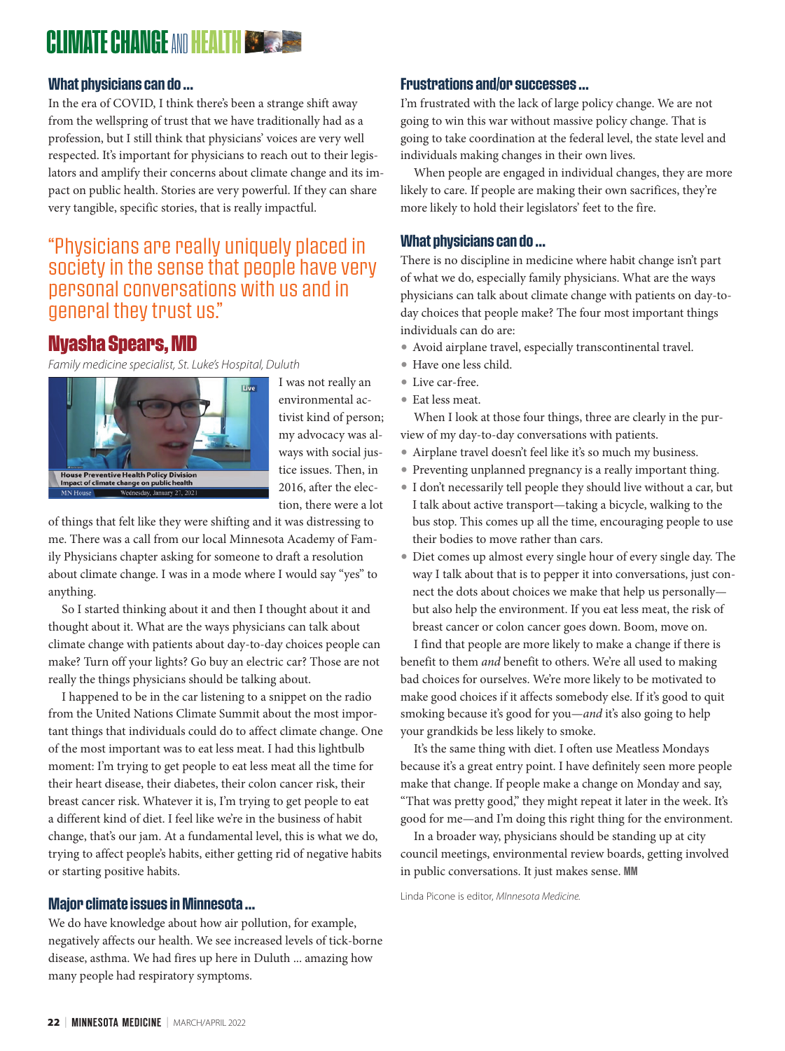## What physicians can do ...

In the era of COVID, I think there's been a strange shift away from the wellspring of trust that we have traditionally had as a profession, but I still think that physicians' voices are very well respected. It's important for physicians to reach out to their legislators and amplify their concerns about climate change and its impact on public health. Stories are very powerful. If they can share very tangible, specific stories, that is really impactful.

> "Physicians are really uniquely placed in society in the sense that people have very personal conversations with us and in general they trust us."

## Nyasha Spears, MD

*Family medicine specialist, St. Luke's Hospital, Duluth*

I was not really an environmental activist kind of person; my advocacy was always with social justice issues. Then, in 2016, after the election, there were a lot of things that felt like they were shifting and it was distressing to me. There was a call from our local Minnesota Academy of Family Physicians chapter asking for someone to draft a resolution about climate change. I was in a mode where I would say "yes" to anything.

So I started thinking about it and then I thought about it and thought about it. What are the ways physicians can talk about climate change with patients about day-to-day choices people can make? Turn off your lights? Go buy an electric car? Those are not really the things physicians should be talking about.

I happened to be in the car listening to a snippet on the radio from the United Nations Climate Summit about the most important things that individuals could do to affect climate change. One of the most important was to eat less meat. I had this lightbulb moment: I'm trying to get people to eat less meat all the time for their heart disease, their diabetes, their colon cancer risk, their breast cancer risk. Whatever it is, I'm trying to get people to eat a different kind of diet. I feel like we're in the business of habit change, that's our jam. At a fundamental level, this is what we do, trying to affect people's habits, either getting rid of negative habits or starting positive habits.

### Major climate issues in Minnesota ...

We do have knowledge about how air pollution, for example, negatively affects our health. We see increased levels of tick-borne disease, asthma. We had fires up here in Duluth ... amazing how many people had respiratory symptoms.

### Frustrations and/or successes ...

I'm frustrated with the lack of large policy change. We are not going to win this war without massive policy change. That is going to take coordination at the federal level, the state level and individuals making changes in their own lives.

When people are engaged in individual changes, they are more likely to care. If people are making their own sacrifices, they're more likely to hold their legislators' feet to the fire.

### What physicians can do ...

There is no discipline in medicine where habit change isn't part of what we do, especially family physicians. What are the ways physicians can talk about climate change with patients on day-to-day choices that people make? The four most important things individuals can do are:

- Avoid airplane travel, especially transcontinental travel.
- Have one less child.
- Live car-free.
- Eat less meat.

When I look at those four things, three are clearly in the purview of my day-to-day conversations with patients.

- Airplane travel doesn't feel like it's so much my business.
- Preventing unplanned pregnancy is a really important thing.
- I don't necessarily tell people they should live without a car, but I talk about active transport—taking a bicycle, walking to the bus stop. This comes up all the time, encouraging people to use their bodies to move rather than cars.
- Diet comes up almost every single hour of every single day. The way I talk about that is to pepper it into conversations, just connect the dots about choices we make that help us personally—but also help the environment. If you eat less meat, the risk of breast cancer or colon cancer goes down. Boom, move on.

I find that people are more likely to make a change if there is benefit to them *and* benefit to others. We're all used to making bad choices for ourselves. We're more likely to be motivated to make good choices if it affects somebody else. If it's good to quit smoking because it's good for you—*and* it's also going to help your grandkids be less likely to smoke.

It's the same thing with diet. I often use Meatless Mondays because it's a great entry point. I have definitely seen more people make that change. If people make a change on Monday and say, "That was pretty good," they might repeat it later in the week. It's good for me—and I'm doing this right thing for the environment.

In a broader way, physicians should be standing up at city council meetings, environmental review boards, getting involved in public conversations. It just makes sense. **MM**

Linda Picone is editor, *MInnesota Medicine.*